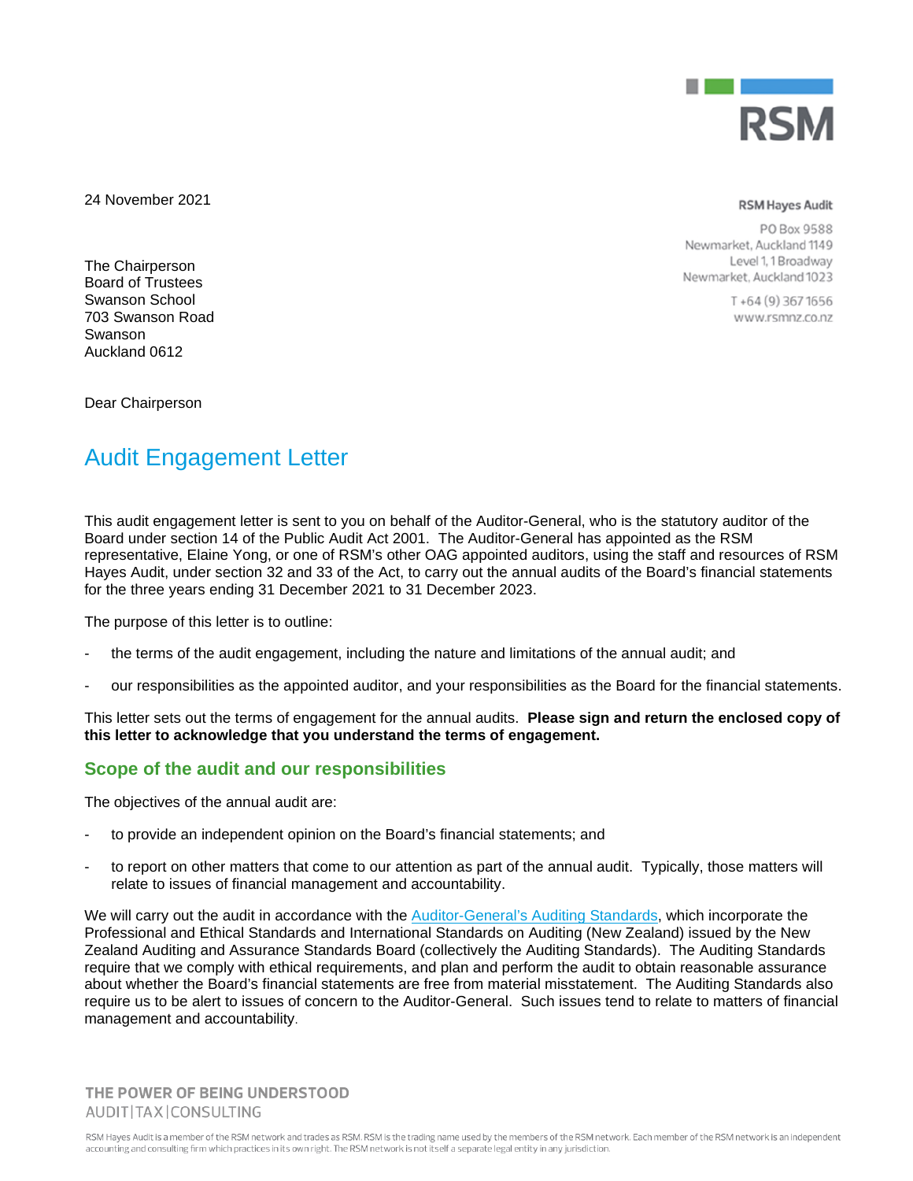24 November 2021

RSM Hayes Audit

PO Box 9588
Newmarket, Auckland 1149
Level 1, 1 Broadway
Newmarket, Auckland 1023

T +64 (9) 367 1656
www.rsmnz.co.nz

The Chairperson
Board of Trustees
Swanson School
703 Swanson Road
Swanson
Auckland 0612

Dear Chairperson

# Audit Engagement Letter

This audit engagement letter is sent to you on behalf of the Auditor-General, who is the statutory auditor of the Board under section 14 of the Public Audit Act 2001. The Auditor-General has appointed as the RSM representative, Elaine Yong, or one of RSM's other OAG appointed auditors, using the staff and resources of RSM Hayes Audit, under section 32 and 33 of the Act, to carry out the annual audits of the Board's financial statements for the three years ending 31 December 2021 to 31 December 2023.

The purpose of this letter is to outline:

- the terms of the audit engagement, including the nature and limitations of the annual audit; and
- our responsibilities as the appointed auditor, and your responsibilities as the Board for the financial statements.

This letter sets out the terms of engagement for the annual audits. **Please sign and return the enclosed copy of this letter to acknowledge that you understand the terms of engagement.**

## Scope of the audit and our responsibilities

The objectives of the annual audit are:

- to provide an independent opinion on the Board's financial statements; and
- to report on other matters that come to our attention as part of the annual audit. Typically, those matters will relate to issues of financial management and accountability.

We will carry out the audit in accordance with the Auditor-General's Auditing Standards, which incorporate the Professional and Ethical Standards and International Standards on Auditing (New Zealand) issued by the New Zealand Auditing and Assurance Standards Board (collectively the Auditing Standards). The Auditing Standards require that we comply with ethical requirements, and plan and perform the audit to obtain reasonable assurance about whether the Board's financial statements are free from material misstatement. The Auditing Standards also require us to be alert to issues of concern to the Auditor-General. Such issues tend to relate to matters of financial management and accountability.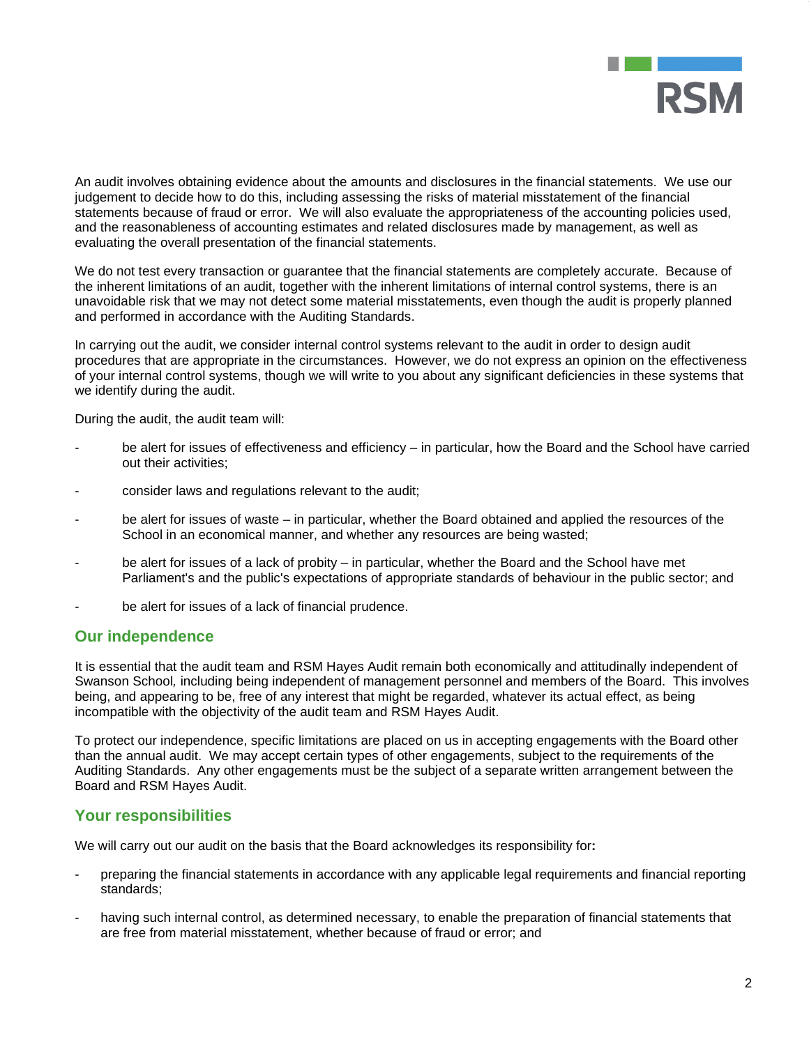An audit involves obtaining evidence about the amounts and disclosures in the financial statements. We use our judgement to decide how to do this, including assessing the risks of material misstatement of the financial statements because of fraud or error. We will also evaluate the appropriateness of the accounting policies used, and the reasonableness of accounting estimates and related disclosures made by management, as well as evaluating the overall presentation of the financial statements.

We do not test every transaction or guarantee that the financial statements are completely accurate. Because of the inherent limitations of an audit, together with the inherent limitations of internal control systems, there is an unavoidable risk that we may not detect some material misstatements, even though the audit is properly planned and performed in accordance with the Auditing Standards.

In carrying out the audit, we consider internal control systems relevant to the audit in order to design audit procedures that are appropriate in the circumstances. However, we do not express an opinion on the effectiveness of your internal control systems, though we will write to you about any significant deficiencies in these systems that we identify during the audit.

During the audit, the audit team will:

- be alert for issues of effectiveness and efficiency – in particular, how the Board and the School have carried out their activities;
- consider laws and regulations relevant to the audit;
- be alert for issues of waste – in particular, whether the Board obtained and applied the resources of the School in an economical manner, and whether any resources are being wasted;
- be alert for issues of a lack of probity – in particular, whether the Board and the School have met Parliament's and the public's expectations of appropriate standards of behaviour in the public sector; and
- be alert for issues of a lack of financial prudence.

## Our independence

It is essential that the audit team and RSM Hayes Audit remain both economically and attitudinally independent of Swanson School, including being independent of management personnel and members of the Board. This involves being, and appearing to be, free of any interest that might be regarded, whatever its actual effect, as being incompatible with the objectivity of the audit team and RSM Hayes Audit.

To protect our independence, specific limitations are placed on us in accepting engagements with the Board other than the annual audit. We may accept certain types of other engagements, subject to the requirements of the Auditing Standards. Any other engagements must be the subject of a separate written arrangement between the Board and RSM Hayes Audit.

## Your responsibilities

We will carry out our audit on the basis that the Board acknowledges its responsibility for:

- preparing the financial statements in accordance with any applicable legal requirements and financial reporting standards;
- having such internal control, as determined necessary, to enable the preparation of financial statements that are free from material misstatement, whether because of fraud or error; and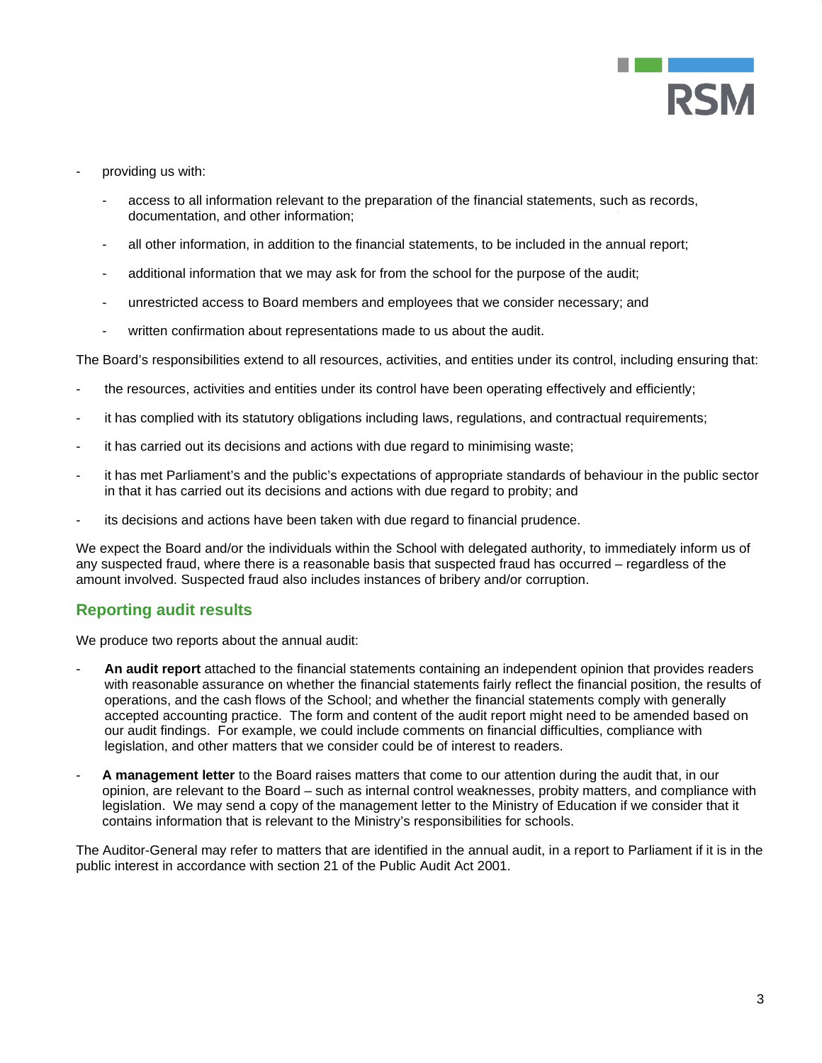- providing us with:
  - access to all information relevant to the preparation of the financial statements, such as records, documentation, and other information;
  - all other information, in addition to the financial statements, to be included in the annual report;
  - additional information that we may ask for from the school for the purpose of the audit;
  - unrestricted access to Board members and employees that we consider necessary; and
  - written confirmation about representations made to us about the audit.

The Board's responsibilities extend to all resources, activities, and entities under its control, including ensuring that:

- the resources, activities and entities under its control have been operating effectively and efficiently;
- it has complied with its statutory obligations including laws, regulations, and contractual requirements;
- it has carried out its decisions and actions with due regard to minimising waste;
- it has met Parliament's and the public's expectations of appropriate standards of behaviour in the public sector in that it has carried out its decisions and actions with due regard to probity; and
- its decisions and actions have been taken with due regard to financial prudence.

We expect the Board and/or the individuals within the School with delegated authority, to immediately inform us of any suspected fraud, where there is a reasonable basis that suspected fraud has occurred – regardless of the amount involved. Suspected fraud also includes instances of bribery and/or corruption.

## Reporting audit results

We produce two reports about the annual audit:

- **An audit report** attached to the financial statements containing an independent opinion that provides readers with reasonable assurance on whether the financial statements fairly reflect the financial position, the results of operations, and the cash flows of the School; and whether the financial statements comply with generally accepted accounting practice. The form and content of the audit report might need to be amended based on our audit findings. For example, we could include comments on financial difficulties, compliance with legislation, and other matters that we consider could be of interest to readers.
- **A management letter** to the Board raises matters that come to our attention during the audit that, in our opinion, are relevant to the Board – such as internal control weaknesses, probity matters, and compliance with legislation. We may send a copy of the management letter to the Ministry of Education if we consider that it contains information that is relevant to the Ministry's responsibilities for schools.

The Auditor-General may refer to matters that are identified in the annual audit, in a report to Parliament if it is in the public interest in accordance with section 21 of the Public Audit Act 2001.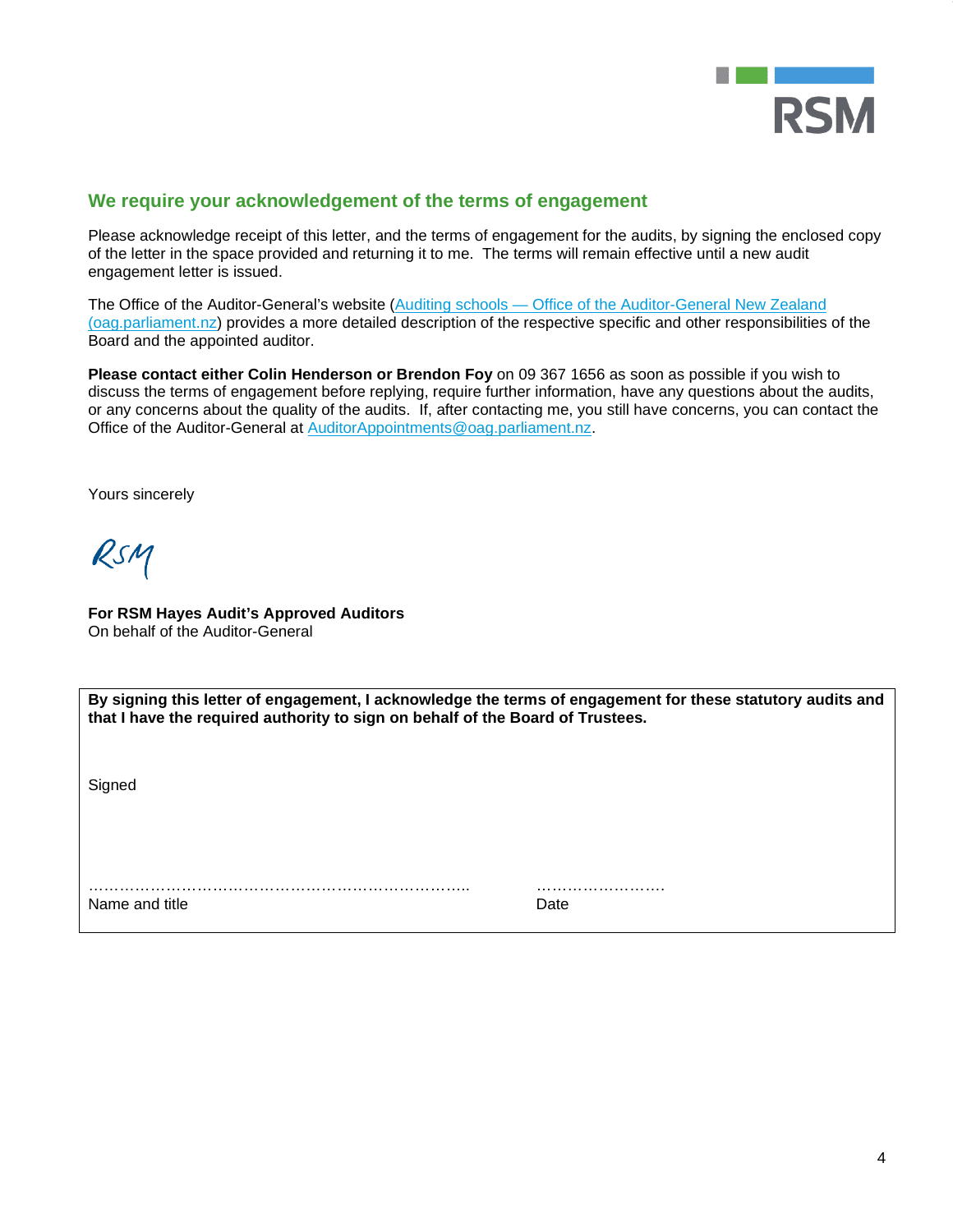## We require your acknowledgement of the terms of engagement

Please acknowledge receipt of this letter, and the terms of engagement for the audits, by signing the enclosed copy of the letter in the space provided and returning it to me. The terms will remain effective until a new audit engagement letter is issued.

The Office of the Auditor-General's website (Auditing schools — Office of the Auditor-General New Zealand (oag.parliament.nz)) provides a more detailed description of the respective specific and other responsibilities of the Board and the appointed auditor.

**Please contact either Colin Henderson or Brendon Foy** on 09 367 1656 as soon as possible if you wish to discuss the terms of engagement before replying, require further information, have any questions about the audits, or any concerns about the quality of the audits. If, after contacting me, you still have concerns, you can contact the Office of the Auditor-General at AuditorAppointments@oag.parliament.nz.

Yours sincerely

RSM

**For RSM Hayes Audit's Approved Auditors**
On behalf of the Auditor-General

**By signing this letter of engagement, I acknowledge the terms of engagement for these statutory audits and that I have the required authority to sign on behalf of the Board of Trustees.**

Signed

………………………………………………………………….. ……………………

Name and title Date